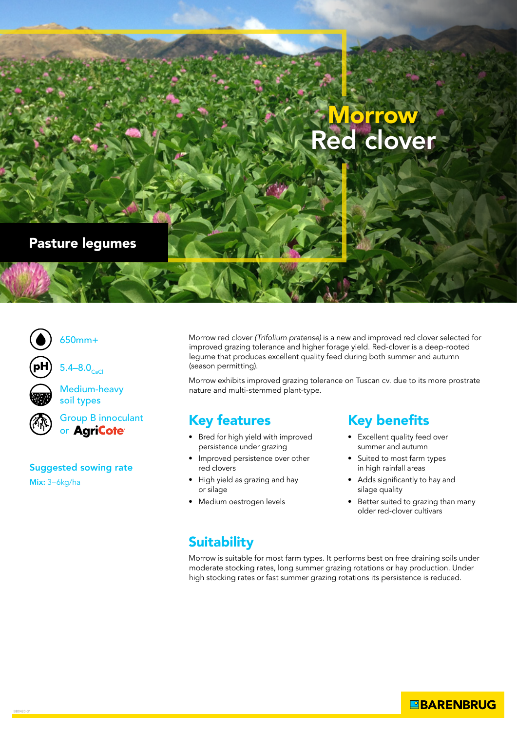# Morrow Red clover

Pasture legumes

650mm+

pH 5.4–8.0$_{CaCl}$

Medium-heavy soil types

Group B innoculant or AgriCote

**Suggested sowing rate**

**Mix:** 3–6kg/ha

Morrow red clover *(Trifolium pratense)* is a new and improved red clover selected for improved grazing tolerance and higher forage yield. Red-clover is a deep-rooted legume that produces excellent quality feed during both summer and autumn (season permitting).

Morrow exhibits improved grazing tolerance on Tuscan cv. due to its more prostrate nature and multi-stemmed plant-type.

## Key features

- Bred for high yield with improved persistence under grazing
- Improved persistence over other red clovers
- High yield as grazing and hay or silage
- Medium oestrogen levels

## Key benefits

- Excellent quality feed over summer and autumn
- Suited to most farm types in high rainfall areas
- Adds significantly to hay and silage quality
- Better suited to grazing than many older red-clover cultivars

## Suitability

Morrow is suitable for most farm types. It performs best on free draining soils under moderate stocking rates, long summer grazing rotations or hay production. Under high stocking rates or fast summer grazing rotations its persistence is reduced.

BARENBRUG

BB0420-31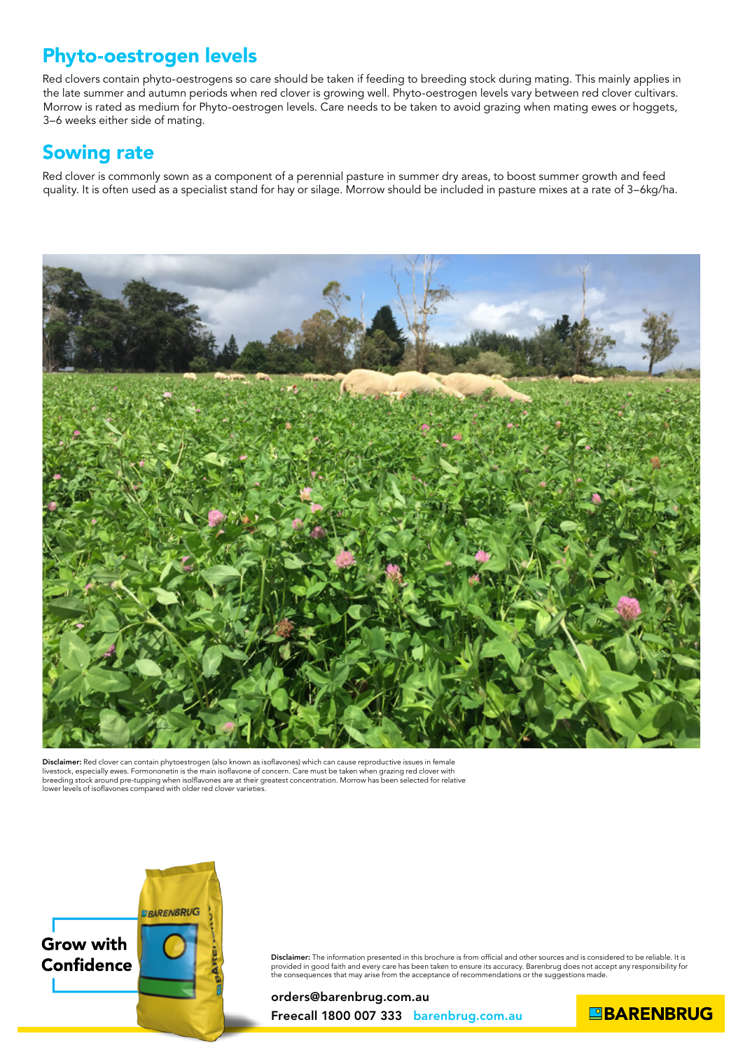## Phyto-oestrogen levels

Red clovers contain phyto-oestrogens so care should be taken if feeding to breeding stock during mating. This mainly applies in the late summer and autumn periods when red clover is growing well. Phyto-oestrogen levels vary between red clover cultivars. Morrow is rated as medium for Phyto-oestrogen levels. Care needs to be taken to avoid grazing when mating ewes or hoggets, 3–6 weeks either side of mating.

## Sowing rate

Red clover is commonly sown as a component of a perennial pasture in summer dry areas, to boost summer growth and feed quality. It is often used as a specialist stand for hay or silage. Morrow should be included in pasture mixes at a rate of 3–6kg/ha.

**Disclaimer:** Red clover can contain phytoestrogen (also known as isoflavones) which can cause reproductive issues in female livestock, especially ewes. Formononetin is the main isoflavone of concern. Care must be taken when grazing red clover with breeding stock around pre-tupping when isolflavones are at their greatest concentration. Morrow has been selected for relative lower levels of isoflavones compared with older red clover varieties.

Grow with Confidence

**Disclaimer:** The information presented in this brochure is from official and other sources and is considered to be reliable. It is provided in good faith and every care has been taken to ensure its accuracy. Barenbrug does not accept any responsibility for the consequences that may arise from the acceptance of recommendations or the suggestions made.

**orders@barenbrug.com.au**

**Freecall 1800 007 333** barenbrug.com.au

BARENBRUG